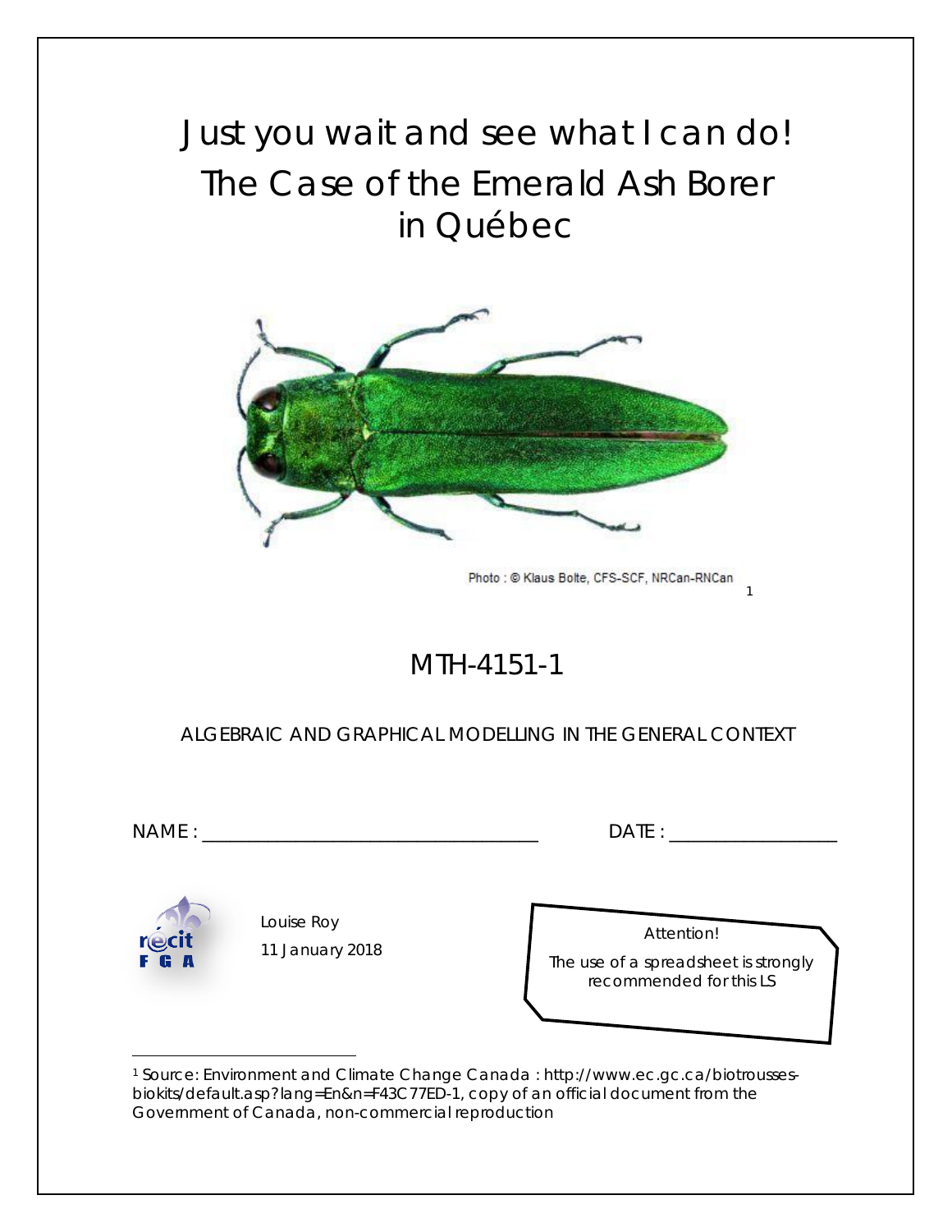# Just you wait and see what I can do! The Case of the Emerald Ash Borer in Québec

Photo : © Klaus Bolte, CFS-SCF, NRCan-RNCan [1]

## MTH-4151-1

ALGEBRAIC AND GRAPHICAL MODELLING IN THE GENERAL CONTEXT

NAME : ___________________________________ DATE : _________________

Louise Roy

11 January 2018

Attention!

The use of a spreadsheet is strongly recommended for this LS

---

[1] Source: Environment and Climate Change Canada : http://www.ec.gc.ca/biotrousses-biokits/default.asp?lang=En&n=F43C77ED-1, copy of an official document from the Government of Canada, non-commercial reproduction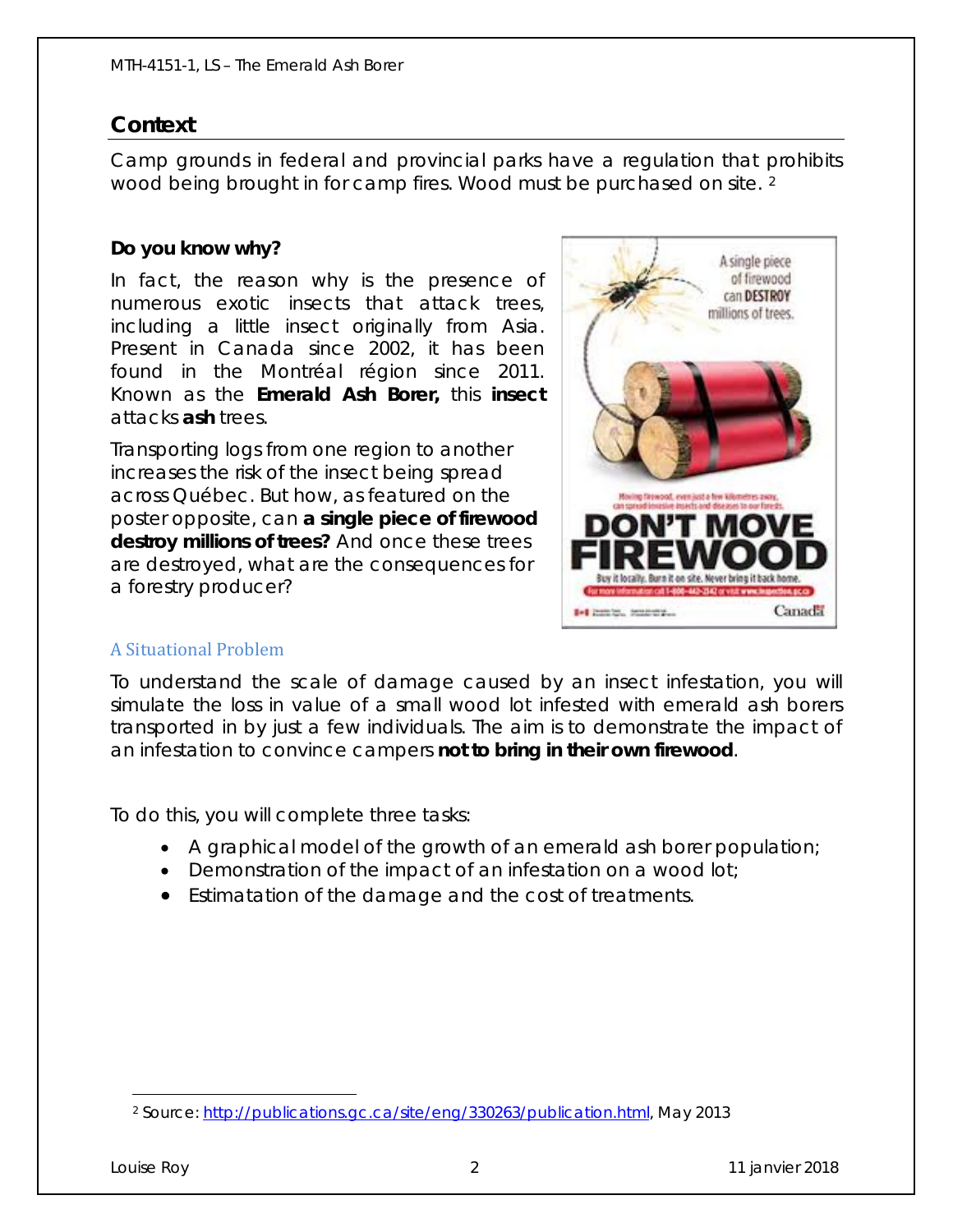## Context

Camp grounds in federal and provincial parks have a regulation that prohibits wood being brought in for camp fires. Wood must be purchased on site. [2]

**Do you know why?**

In fact, the reason why is the presence of numerous exotic insects that attack trees, including a little insect originally from Asia. Present in Canada since 2002, it has been found in the Montréal région since 2011. Known as the **Emerald Ash Borer,** this **insect** attacks **ash** trees.

Transporting logs from one region to another increases the risk of the insect being spread across Québec. But how, as featured on the poster opposite, can **a single piece of firewood destroy millions of trees?** And once these trees are destroyed, what are the consequences for a forestry producer?

### A Situational Problem

To understand the scale of damage caused by an insect infestation, you will simulate the loss in value of a small wood lot infested with emerald ash borers transported in by just a few individuals. The aim is to demonstrate the impact of an infestation to convince campers **not to bring in their own firewood**.

To do this, you will complete three tasks:

- A graphical model of the growth of an emerald ash borer population;
- Demonstration of the impact of an infestation on a wood lot;
- Estimatation of the damage and the cost of treatments.

[2] Source: http://publications.gc.ca/site/eng/330263/publication.html, May 2013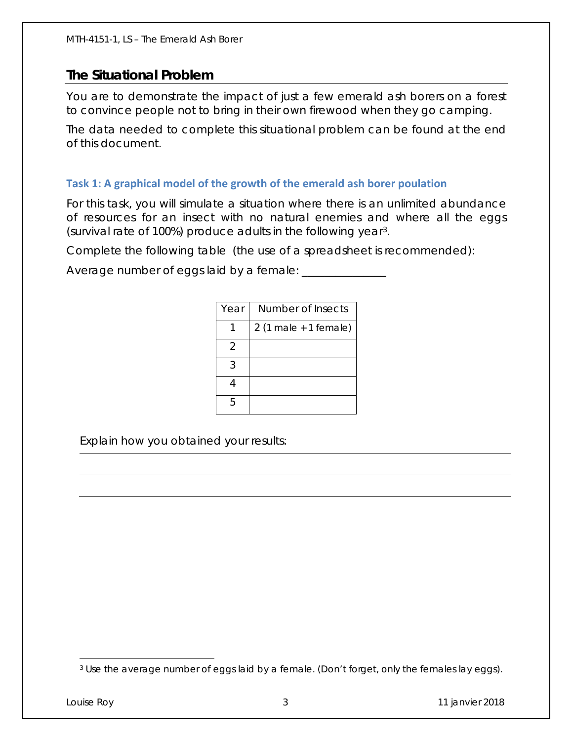## The Situational Problem

You are to demonstrate the impact of just a few emerald ash borers on a forest to convince people not to bring in their own firewood when they go camping.

The data needed to complete this situational problem can be found at the end of this document.

### Task 1: A graphical model of the growth of the emerald ash borer poulation

For this task, you will simulate a situation where there is an unlimited abundance of resources for an insect with no natural enemies and where all the eggs (survival rate of 100%) produce adults in the following year[3].

Complete the following table (the use of a spreadsheet is recommended):

Average number of eggs laid by a female: _______________

| Year | Number of Insects |
|---|---|
| 1 | 2 (1 male + 1 female) |
| 2 | |
| 3 | |
| 4 | |
| 5 | |

Explain how you obtained your results:

_______________________________________________________________

_______________________________________________________________

_______________________________________________________________

[3] Use the average number of eggs laid by a female. (Don't forget, only the females lay eggs).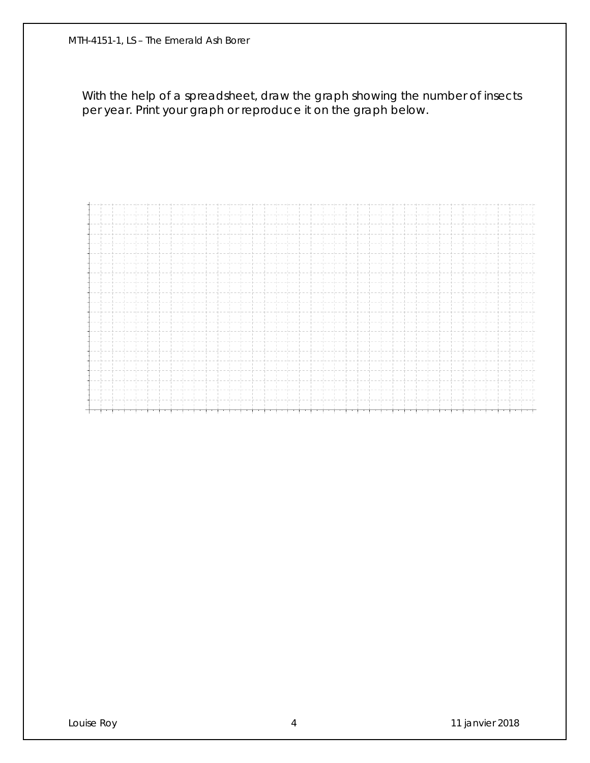With the help of a spreadsheet, draw the graph showing the number of insects per year. Print your graph or reproduce it on the graph below.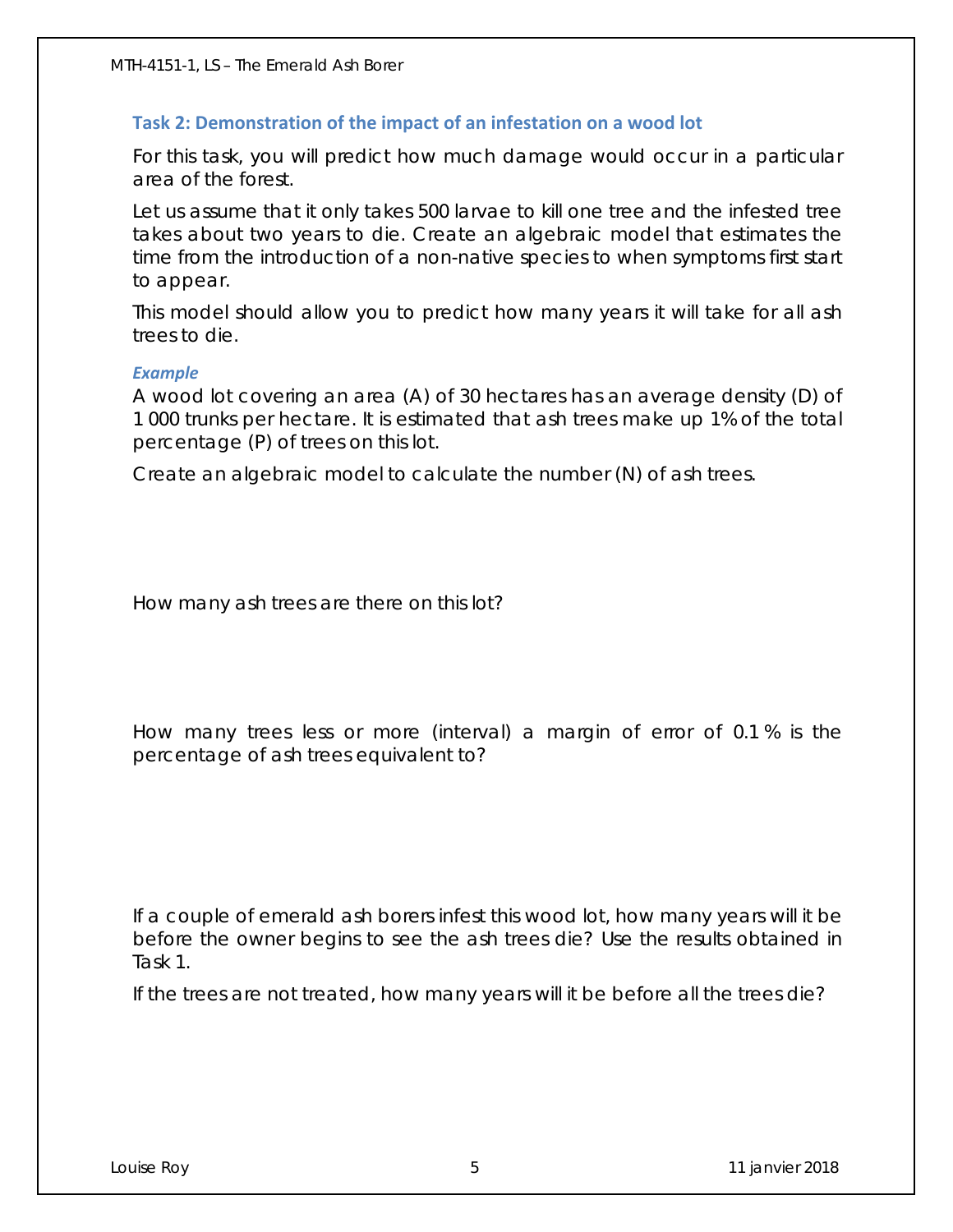### Task 2: Demonstration of the impact of an infestation on a wood lot

For this task, you will predict how much damage would occur in a particular area of the forest.

Let us assume that it only takes 500 larvae to kill one tree and the infested tree takes about two years to die. Create an algebraic model that estimates the time from the introduction of a non-native species to when symptoms first start to appear.

This model should allow you to predict how many years it will take for all ash trees to die.

***Example***

A wood lot covering an area (A) of 30 hectares has an average density (D) of 1 000 trunks per hectare. It is estimated that ash trees make up 1% of the total percentage (P) of trees on this lot.

Create an algebraic model to calculate the number (N) of ash trees.

How many ash trees are there on this lot?

How many trees less or more (interval) a margin of error of 0.1 % is the percentage of ash trees equivalent to?

If a couple of emerald ash borers infest this wood lot, how many years will it be before the owner begins to see the ash trees die? Use the results obtained in Task 1.

If the trees are not treated, how many years will it be before all the trees die?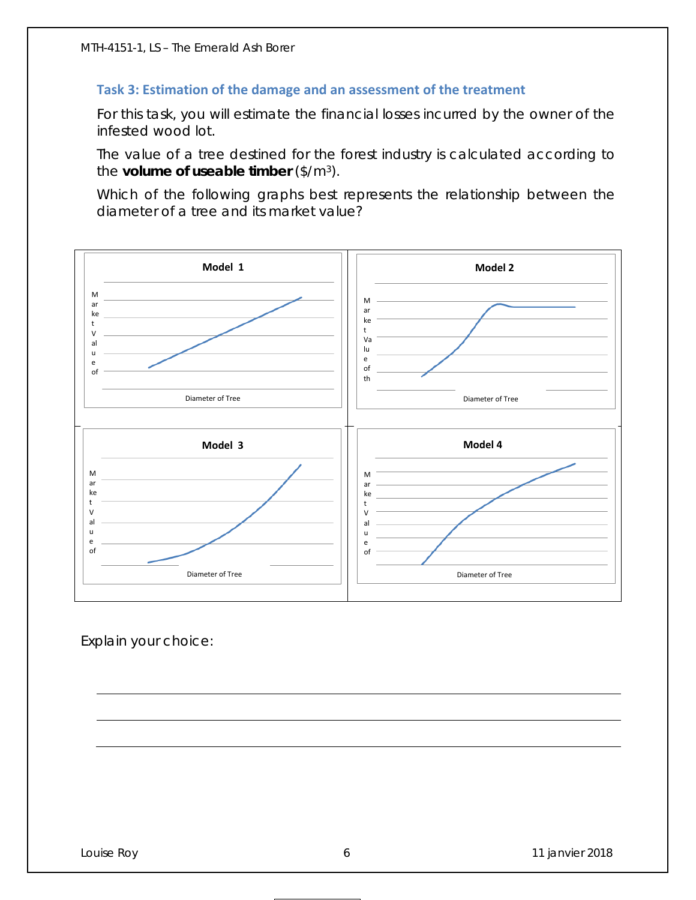### Task 3: Estimation of the damage and an assessment of the treatment

For this task, you will estimate the financial losses incurred by the owner of the infested wood lot.

The value of a tree destined for the forest industry is calculated according to the **volume of useable timber** ($/m$^3$).

Which of the following graphs best represents the relationship between the diameter of a tree and its market value?

| Model 1 | Model 2 |
| --- | --- |
| Market Value of / Diameter of Tree | Market Value of th / Diameter of Tree |
| **Model 3** | **Model 4** |
| Market Value of / Diameter of Tree | Market Value of / Diameter of Tree |

Explain your choice:

______________________________________________________________________

______________________________________________________________________

______________________________________________________________________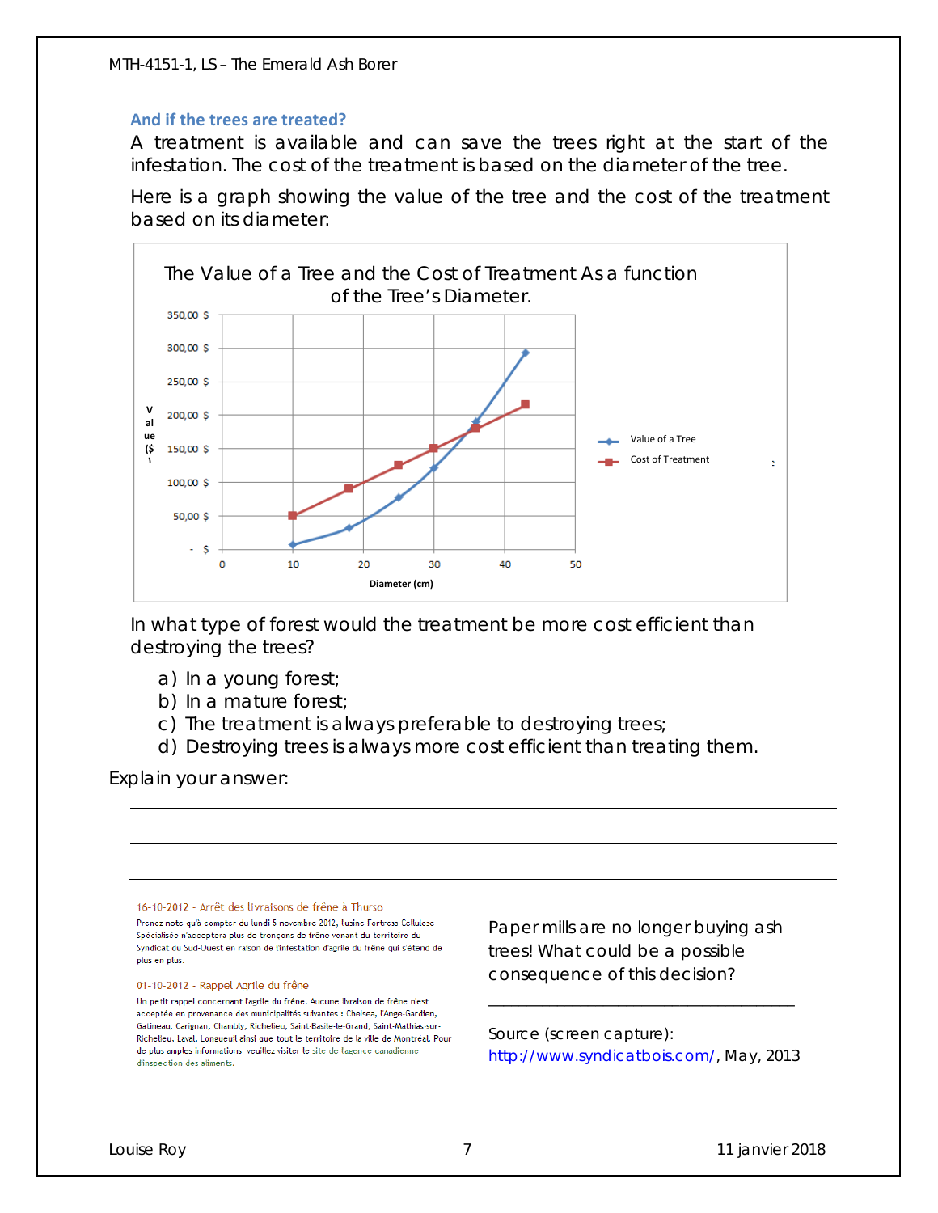### And if the trees are treated?

A treatment is available and can save the trees right at the start of the infestation. The cost of the treatment is based on the diameter of the tree.

Here is a graph showing the value of the tree and the cost of the treatment based on its diameter:

**The Value of a Tree and the Cost of Treatment As a function of the Tree's Diameter.**

Value ($)

350,00 $
300,00 $
250,00 $
200,00 $
150,00 $
100,00 $
50,00 $
- $

0 10 20 30 40 50

Diameter (cm)

- Value of a Tree
- Cost of Treatment

In what type of forest would the treatment be more cost efficient than destroying the trees?

a) In a young forest;
b) In a mature forest;
c) The treatment is always preferable to destroying trees;
d) Destroying trees is always more cost efficient than treating them.

Explain your answer:

_______________________________________________

_______________________________________________

_______________________________________________

16-10-2012 - Arrêt des livraisons de frêne à Thurso

Prenez note qu'à compter du lundi 5 novembre 2012, l'usine Fortress Cellulose Spécialisée n'acceptera plus de tronçons de frêne venant du territoire du Syndicat du Sud-Ouest en raison de l'infestation d'agrile du frêne qui s'étend de plus en plus.

01-10-2012 - Rappel Agrile du frêne

Un petit rappel concernant l'agrile du frêne. Aucune livraison de frêne n'est acceptée en provenance des municipalités suivantes : Chelsea, L'Ange-Gardien, Gatineau, Carignan, Chambly, Richelieu, Saint-Basile-le-Grand, Saint-Mathias-sur-Richelieu, Laval, Longueuil ainsi que tout le territoire de la ville de Montréal. Pour de plus amples informations, veuillez visiter le site de l'agence canadienne d'inspection des aliments.

Paper mills are no longer buying ash trees! What could be a possible consequence of this decision?

_______________________________________________

Source (screen capture): http://www.syndicatbois.com/, May, 2013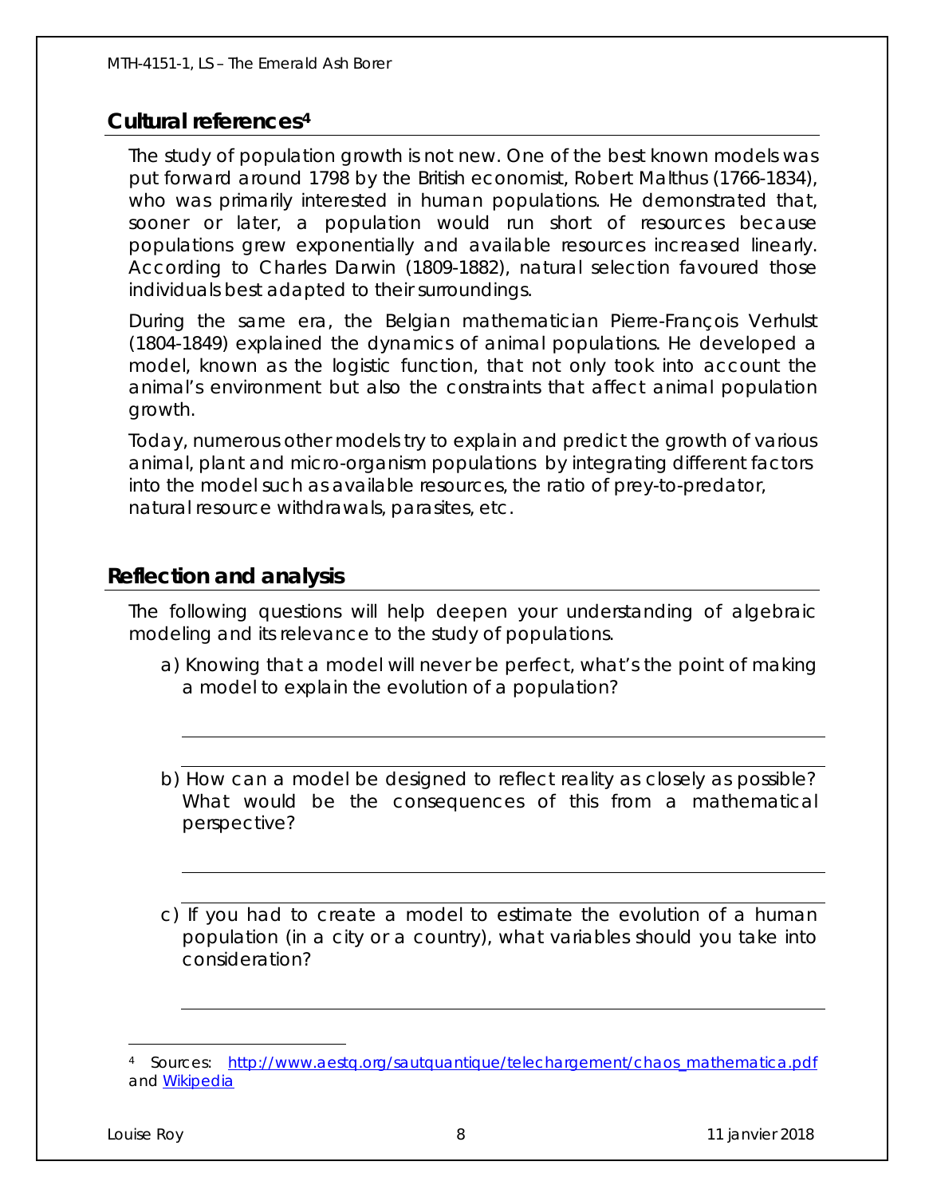## Cultural references[4]

The study of population growth is not new. One of the best known models was put forward around 1798 by the British economist, Robert Malthus (1766-1834), who was primarily interested in human populations. He demonstrated that, sooner or later, a population would run short of resources because populations grew exponentially and available resources increased linearly. According to Charles Darwin (1809-1882), natural selection favoured those individuals best adapted to their surroundings.

During the same era, the Belgian mathematician Pierre-François Verhulst (1804-1849) explained the dynamics of animal populations. He developed a model, known as the logistic function, that not only took into account the animal's environment but also the constraints that affect animal population growth.

Today, numerous other models try to explain and predict the growth of various animal, plant and micro-organism populations by integrating different factors into the model such as available resources, the ratio of prey-to-predator, natural resource withdrawals, parasites, etc.

## Reflection and analysis

The following questions will help deepen your understanding of algebraic modeling and its relevance to the study of populations.

a) Knowing that a model will never be perfect, what's the point of making a model to explain the evolution of a population?

______________________________________________

______________________________________________

b) How can a model be designed to reflect reality as closely as possible? What would be the consequences of this from a mathematical perspective?

______________________________________________

______________________________________________

c) If you had to create a model to estimate the evolution of a human population (in a city or a country), what variables should you take into consideration?

______________________________________________

[4] Sources: http://www.aestq.org/sautquantique/telechargement/chaos_mathematica.pdf and Wikipedia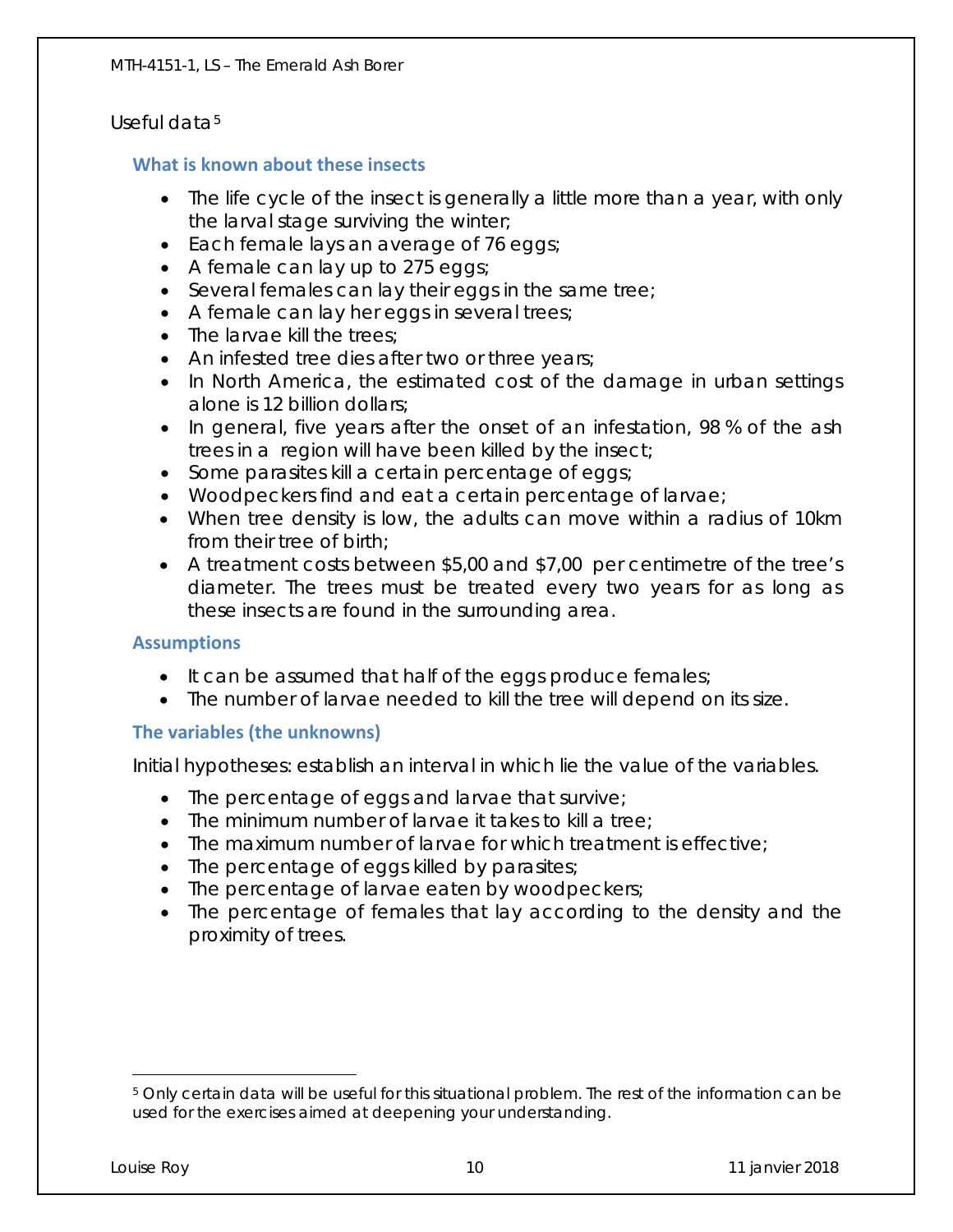Useful data[5]

### What is known about these insects

- The life cycle of the insect is generally a little more than a year, with only the larval stage surviving the winter;
- Each female lays an average of 76 eggs;
- A female can lay up to 275 eggs;
- Several females can lay their eggs in the same tree;
- A female can lay her eggs in several trees;
- The larvae kill the trees;
- An infested tree dies after two or three years;
- In North America, the estimated cost of the damage in urban settings alone is 12 billion dollars;
- In general, five years after the onset of an infestation, 98 % of the ash trees in a region will have been killed by the insect;
- Some parasites kill a certain percentage of eggs;
- Woodpeckers find and eat a certain percentage of larvae;
- When tree density is low, the adults can move within a radius of 10km from their tree of birth;
- A treatment costs between $5,00 and $7,00 per centimetre of the tree's diameter. The trees must be treated every two years for as long as these insects are found in the surrounding area.

### Assumptions

- It can be assumed that half of the eggs produce females;
- The number of larvae needed to kill the tree will depend on its size.

### The variables (the unknowns)

Initial hypotheses: establish an interval in which lie the value of the variables.

- The percentage of eggs and larvae that survive;
- The minimum number of larvae it takes to kill a tree;
- The maximum number of larvae for which treatment is effective;
- The percentage of eggs killed by parasites;
- The percentage of larvae eaten by woodpeckers;
- The percentage of females that lay according to the density and the proximity of trees.

[5] Only certain data will be useful for this situational problem. The rest of the information can be used for the exercises aimed at deepening your understanding.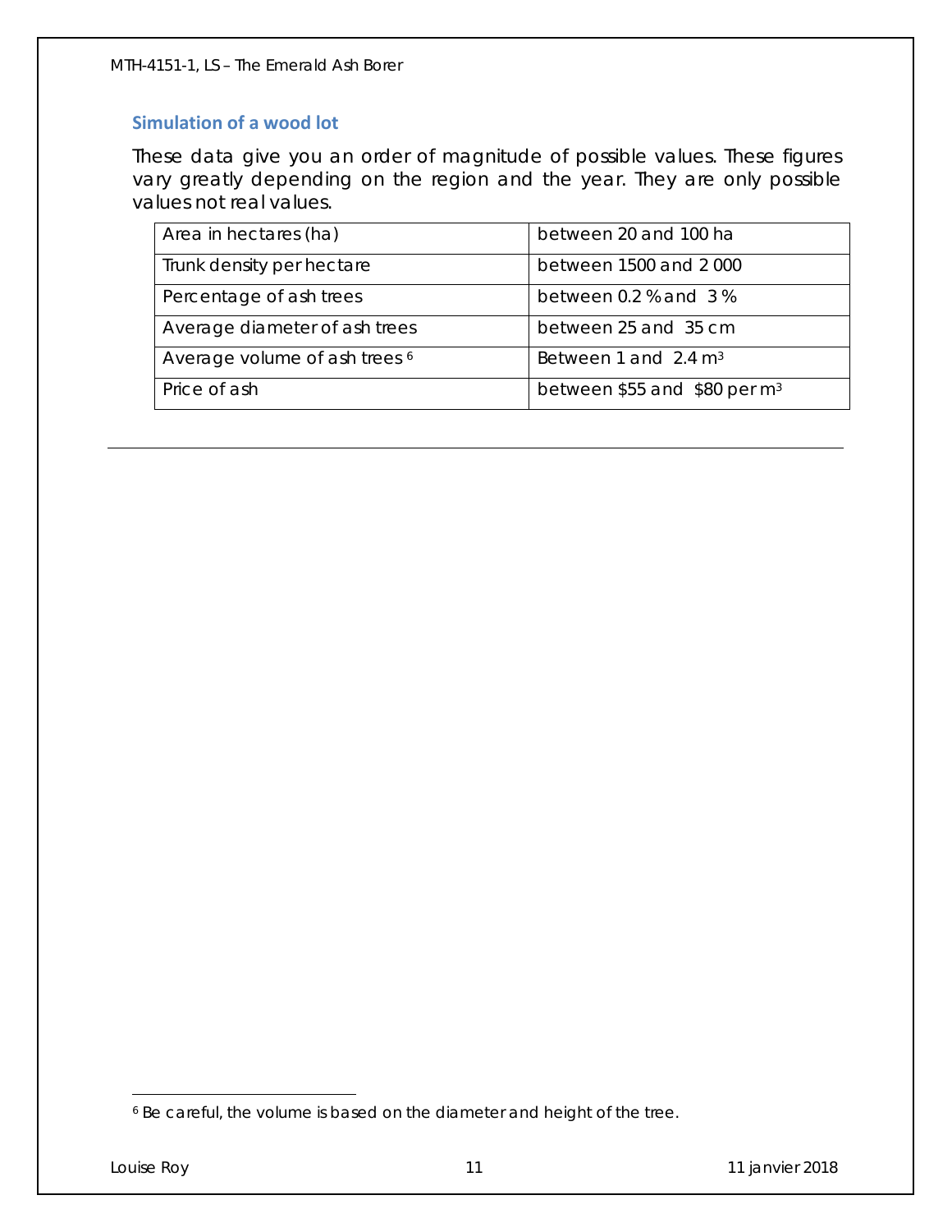## Simulation of a wood lot

These data give you an order of magnitude of possible values. These figures vary greatly depending on the region and the year. They are only possible values not real values.

| | |
|---|---|
| Area in hectares (ha) | between 20 and 100 ha |
| Trunk density per hectare | between 1500 and 2 000 |
| Percentage of ash trees | between 0.2 % and 3 % |
| Average diameter of ash trees | between 25 and 35 cm |
| Average volume of ash trees [6] | Between 1 and 2.4 $m^3$ |
| Price of ash | between \$55 and \$80 per $m^3$ |

---

[6] Be careful, the volume is based on the diameter and height of the tree.